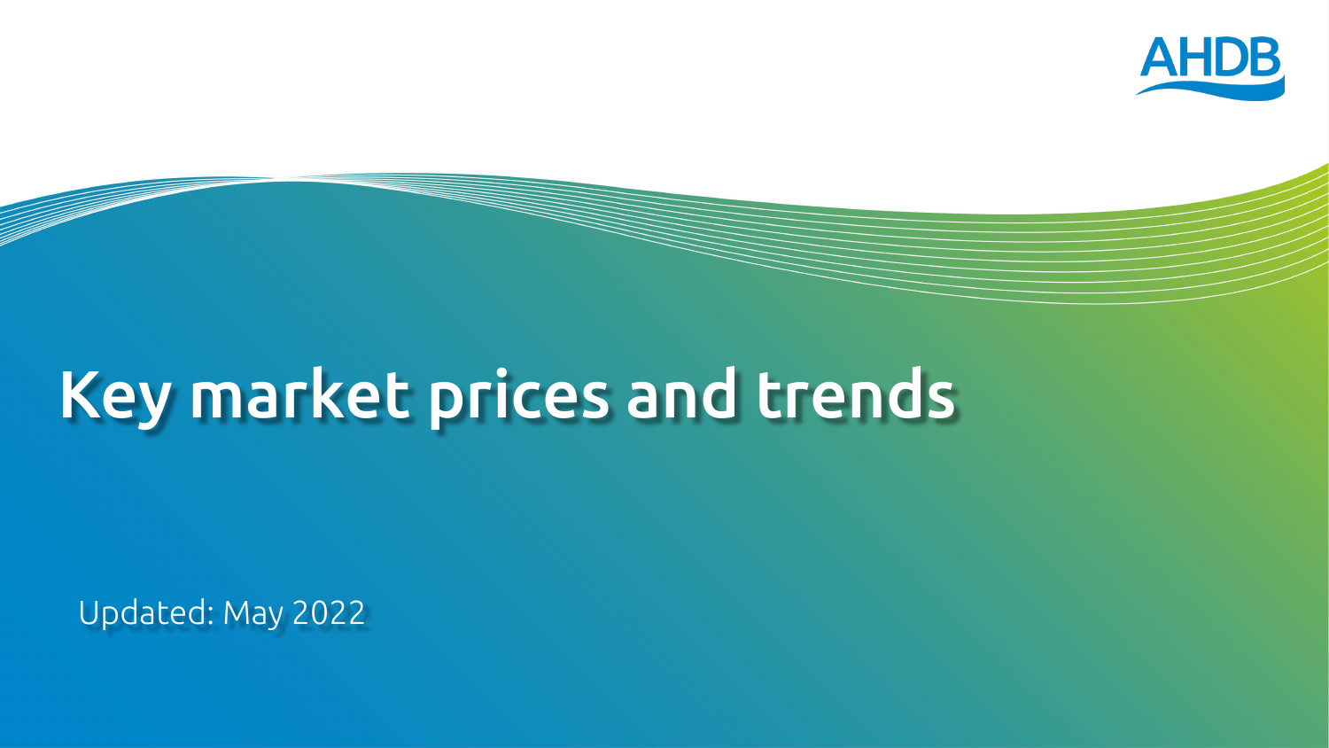AHDB

# Key market prices and trends

Updated: May 2022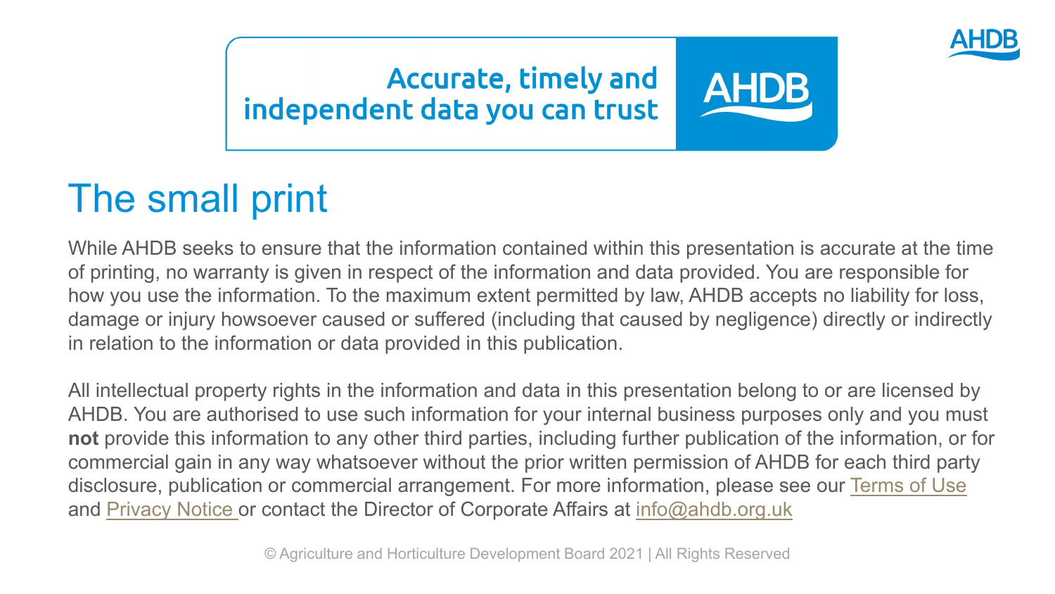Accurate, timely and independent data you can trust

# The small print

While AHDB seeks to ensure that the information contained within this presentation is accurate at the time of printing, no warranty is given in respect of the information and data provided. You are responsible for how you use the information. To the maximum extent permitted by law, AHDB accepts no liability for loss, damage or injury howsoever caused or suffered (including that caused by negligence) directly or indirectly in relation to the information or data provided in this publication.

All intellectual property rights in the information and data in this presentation belong to or are licensed by AHDB. You are authorised to use such information for your internal business purposes only and you must **not** provide this information to any other third parties, including further publication of the information, or for commercial gain in any way whatsoever without the prior written permission of AHDB for each third party disclosure, publication or commercial arrangement. For more information, please see our Terms of Use and Privacy Notice or contact the Director of Corporate Affairs at info@ahdb.org.uk

© Agriculture and Horticulture Development Board 2021 | All Rights Reserved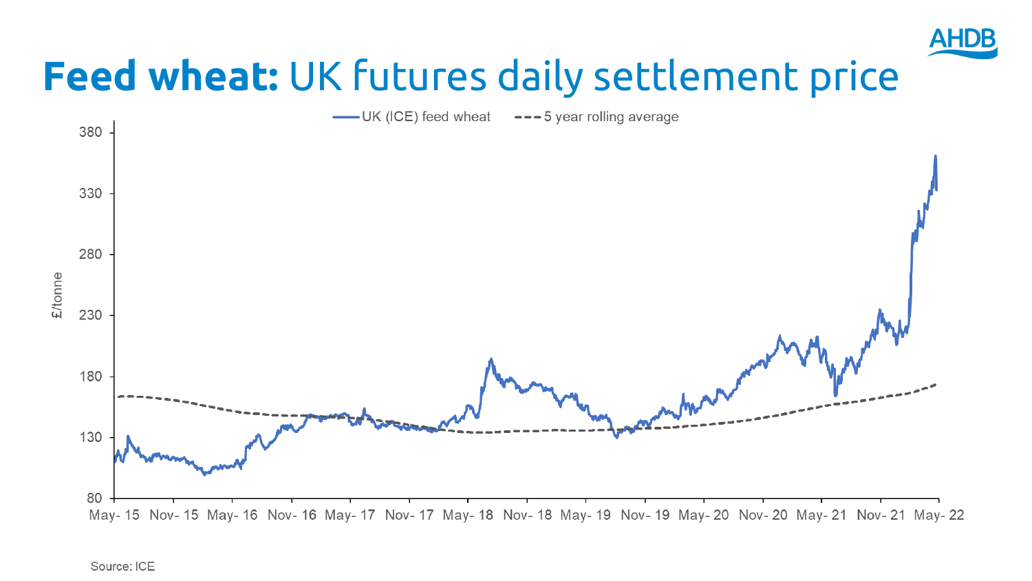# **Feed wheat:** UK futures daily settlement price

UK (ICE) feed wheat — 5 year rolling average

£/tonne

380, 330, 280, 230, 180, 130, 80

May- 15, Nov- 15, May- 16, Nov- 16, May- 17, Nov- 17, May- 18, Nov- 18, May- 19, Nov- 19, May- 20, Nov- 20, May- 21, Nov- 21, May- 22

Source: ICE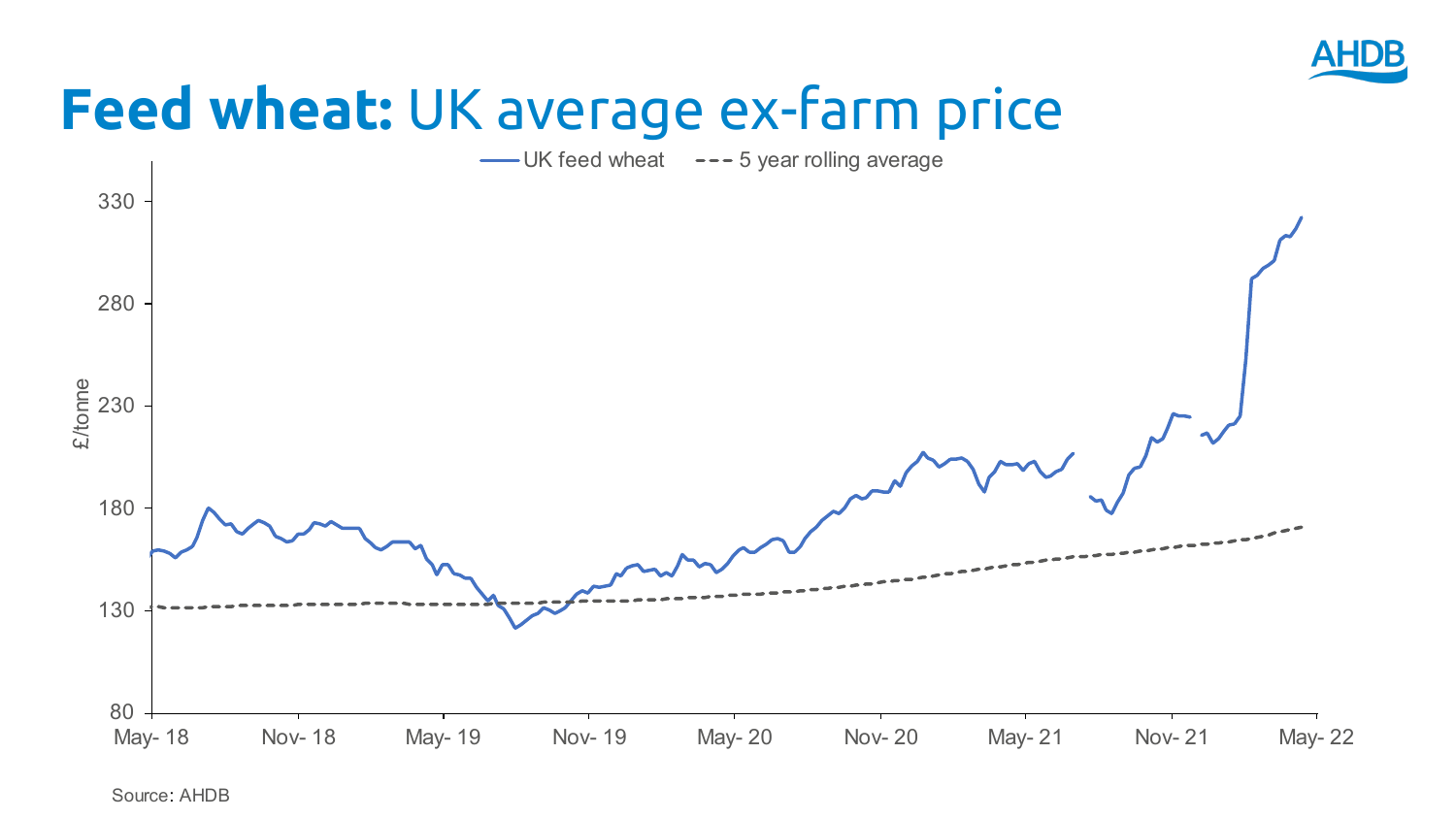# **Feed wheat:** UK average ex-farm price

Source: AHDB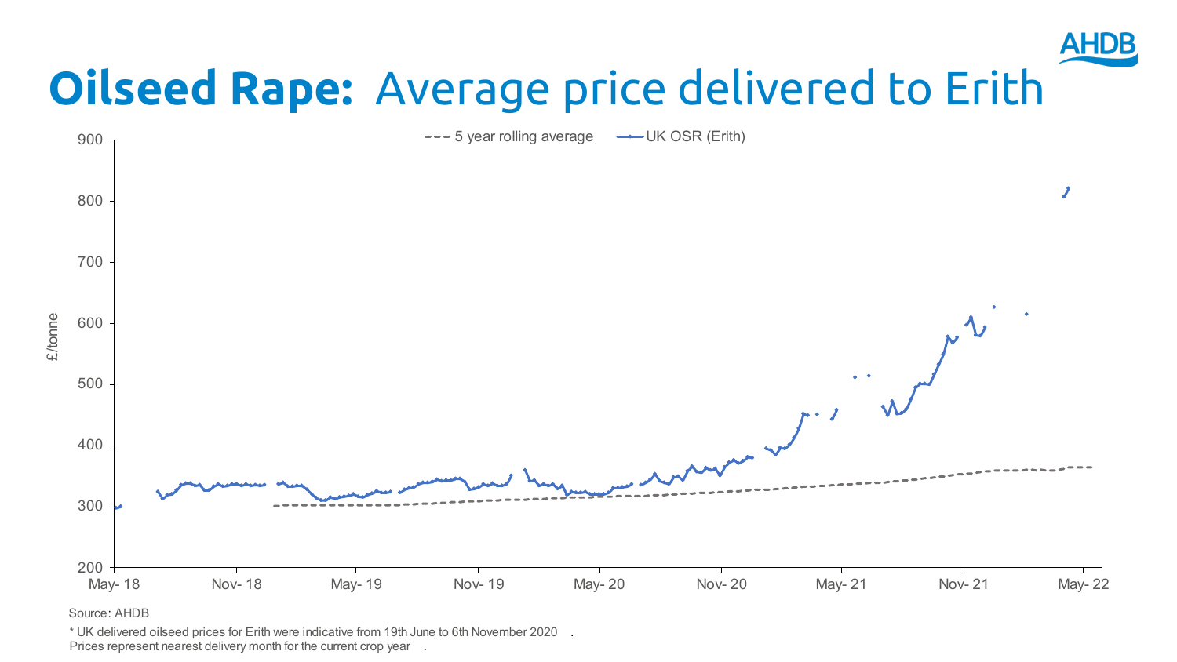# **Oilseed Rape:** Average price delivered to Erith

- - - 5 year rolling average —— UK OSR (Erith)

£/tonne

Source: AHDB

\* UK delivered oilseed prices for Erith were indicative from 19th June to 6th November 2020.

Prices represent nearest delivery month for the current crop year.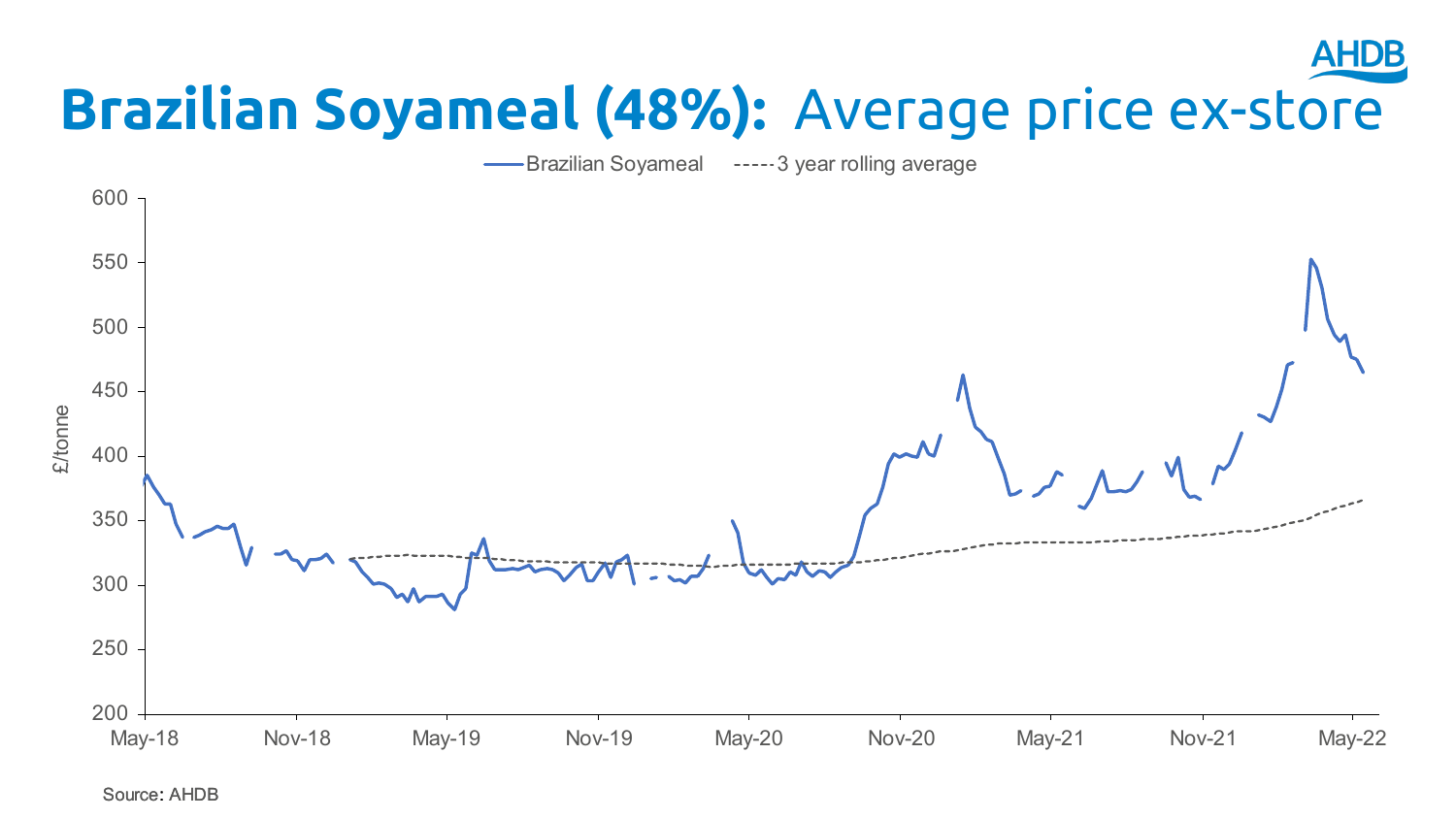# Brazilian Soyameal (48%): Average price ex-store

Brazilian Soyameal ----3 year rolling average

£/tonne

600
550
500
450
400
350
300
250
200

May-18 Nov-18 May-19 Nov-19 May-20 Nov-20 May-21 Nov-21 May-22

Source: AHDB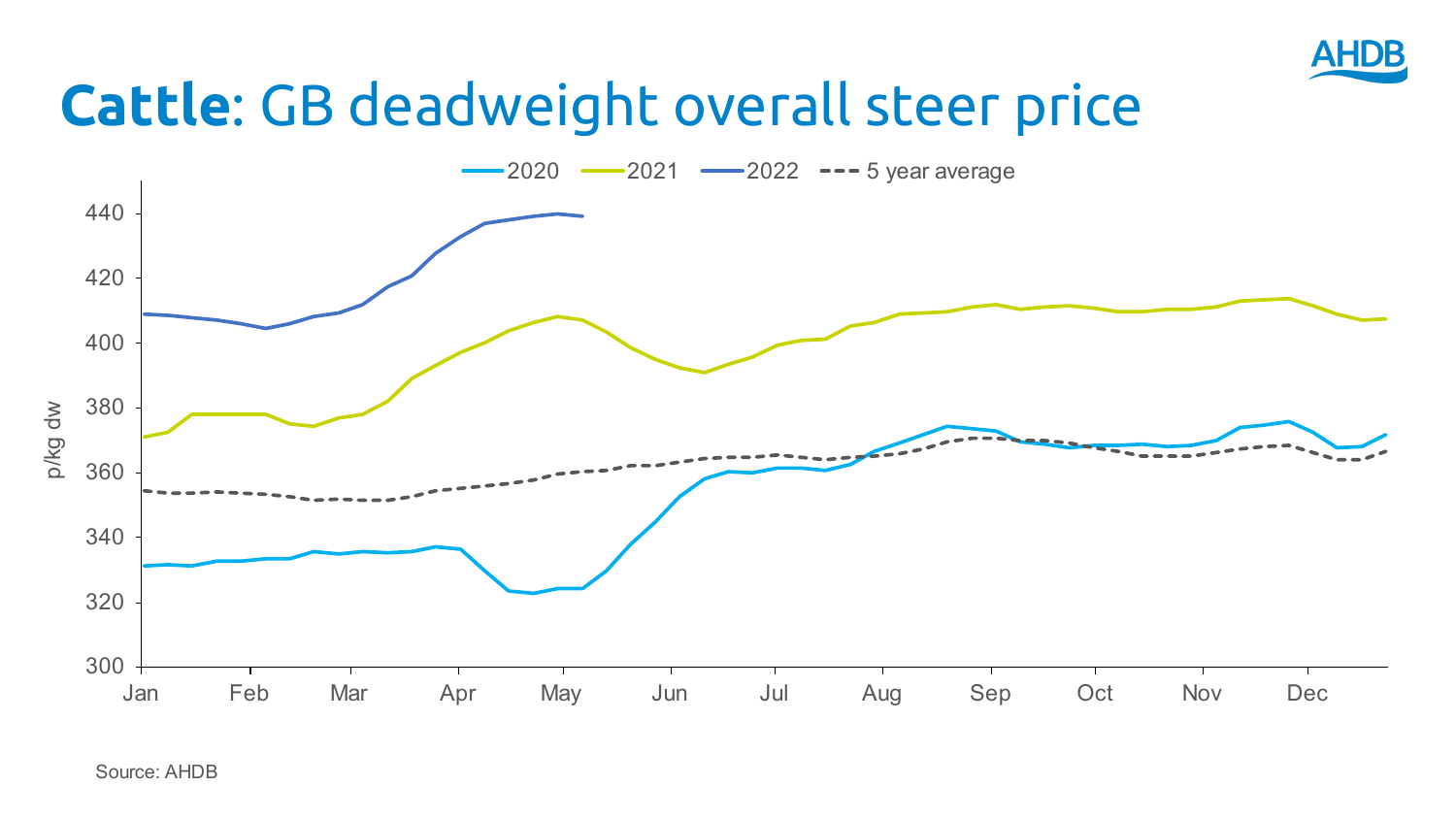# **Cattle**: GB deadweight overall steer price

Source: AHDB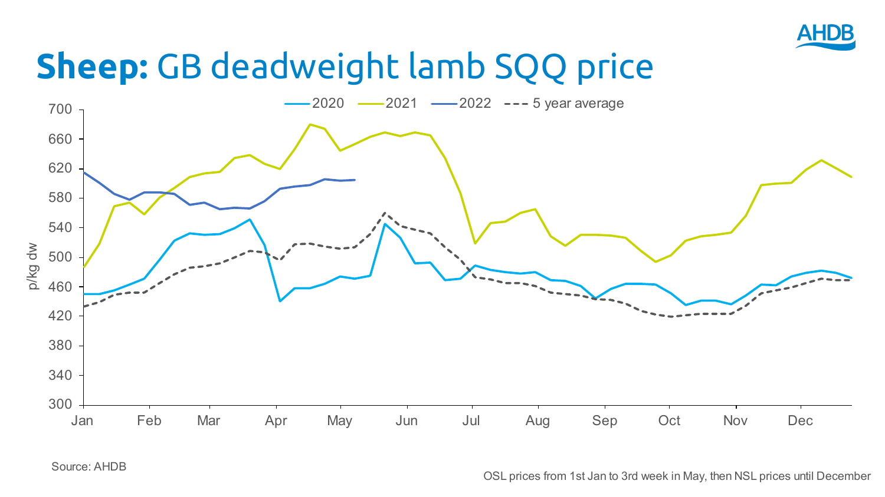# **Sheep:** GB deadweight lamb SQQ price

Source: AHDB

OSL prices from 1st Jan to 3rd week in May, then NSL prices until December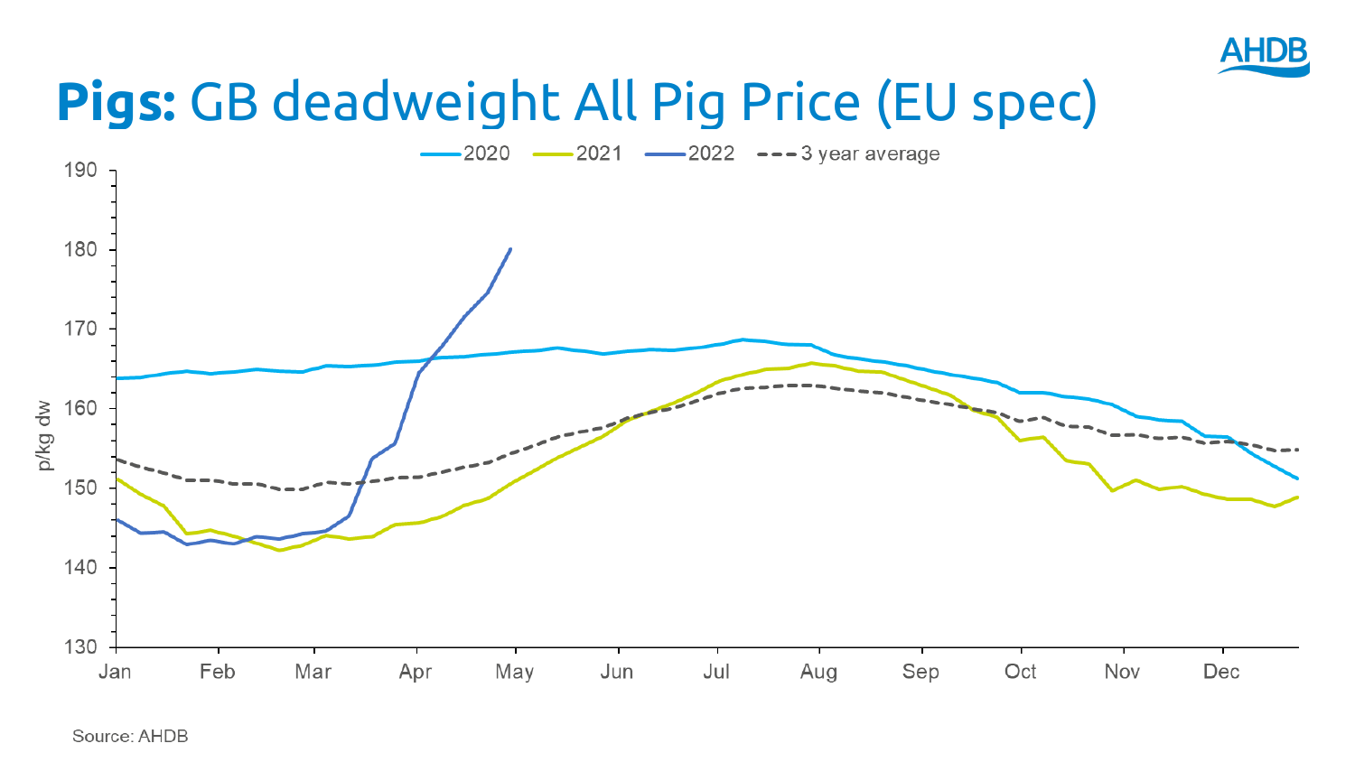# **Pigs:** GB deadweight All Pig Price (EU spec)

Source: AHDB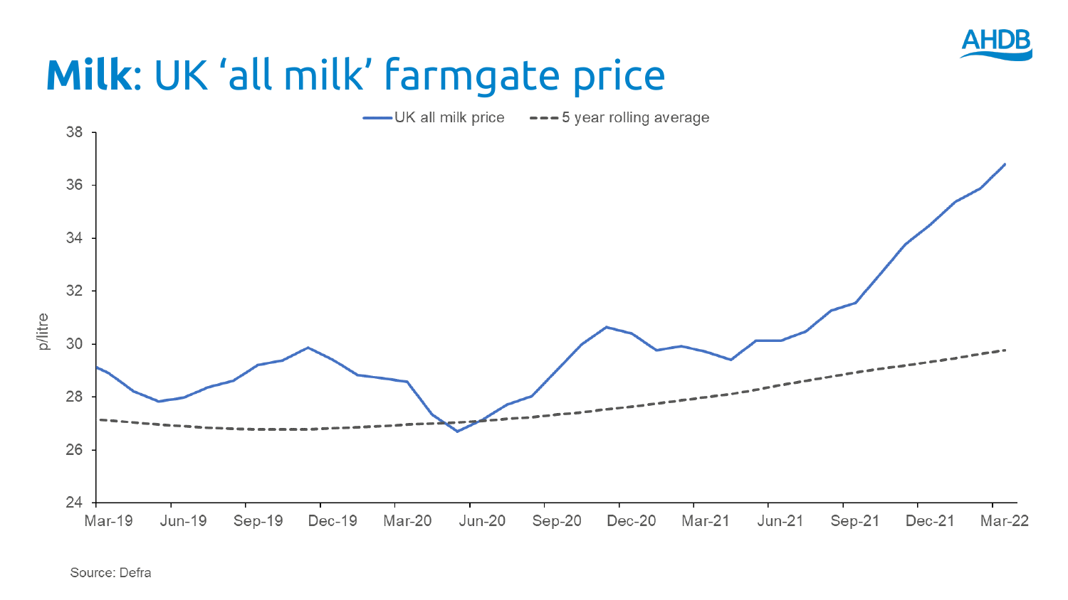# **Milk**: UK 'all milk' farmgate price

Source: Defra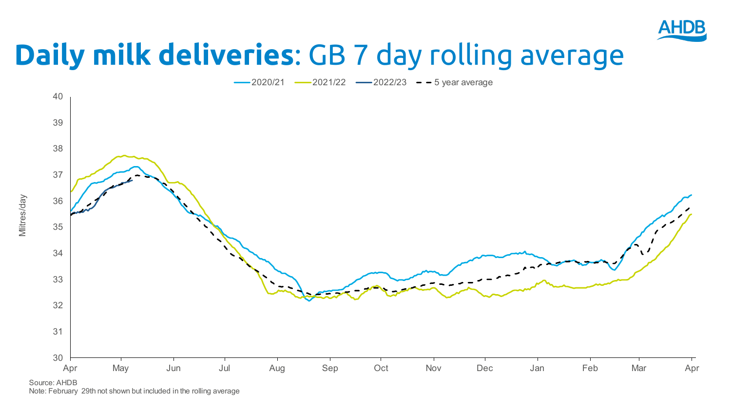# **Daily milk deliveries**: GB 7 day rolling average

Source: AHDB
Note: February 29th not shown but included in the rolling average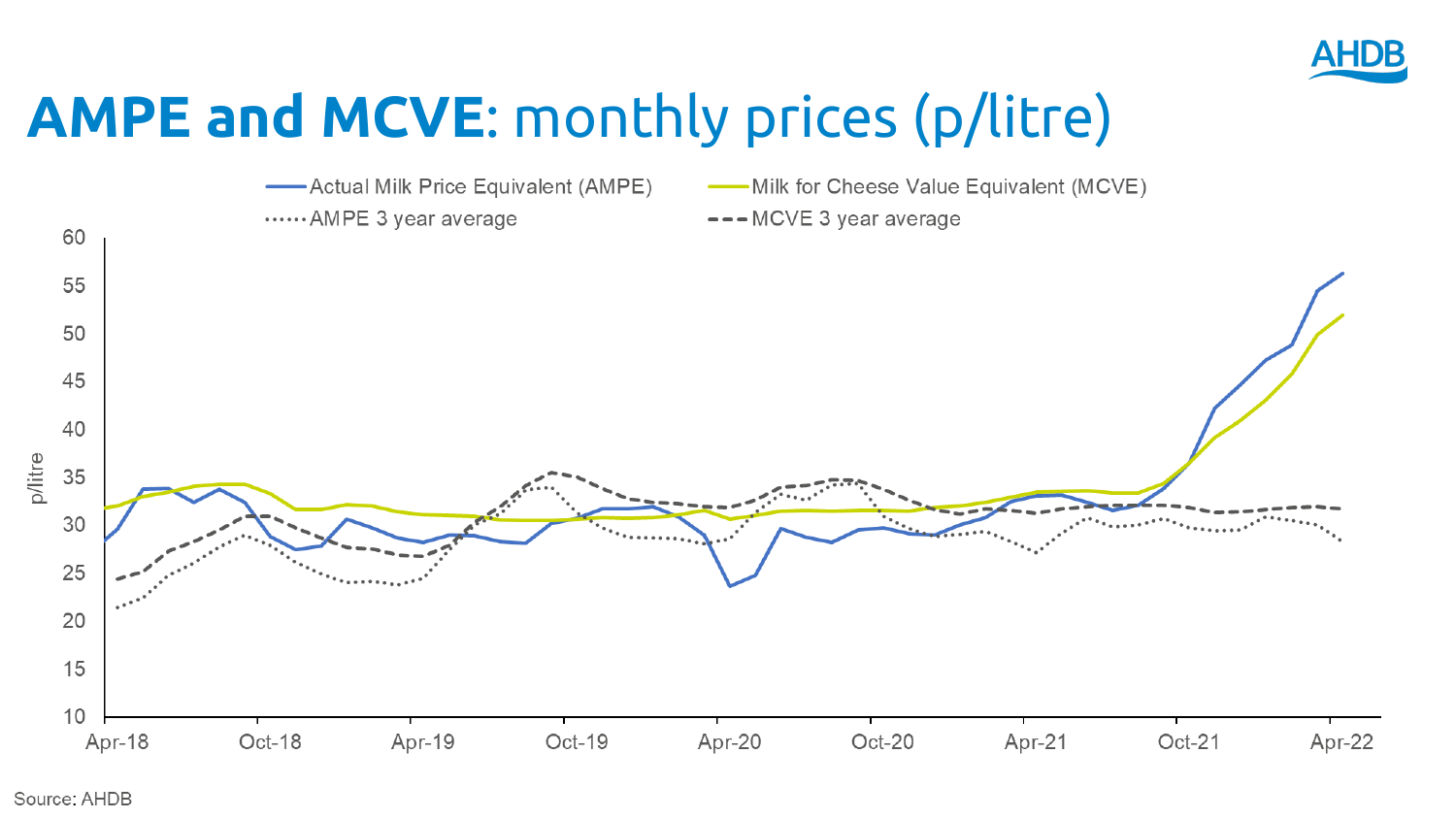# **AMPE and MCVE**: monthly prices (p/litre)

Source: AHDB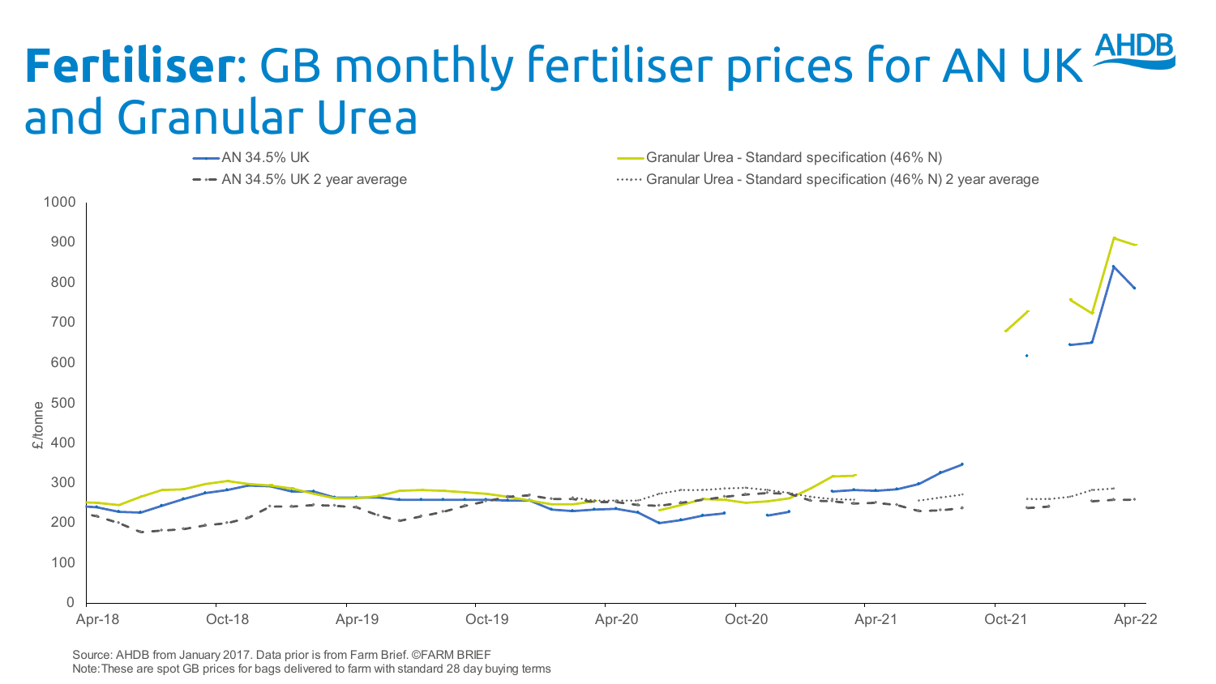# **Fertiliser**: GB monthly fertiliser prices for AN UK and Granular Urea

AN 34.5% UK

Granular Urea - Standard specification (46% N)

AN 34.5% UK 2 year average

Granular Urea - Standard specification (46% N) 2 year average

£/tonne

0, 100, 200, 300, 400, 500, 600, 700, 800, 900, 1000

Apr-18, Oct-18, Apr-19, Oct-19, Apr-20, Oct-20, Apr-21, Oct-21, Apr-22

Source: AHDB from January 2017. Data prior is from Farm Brief. ©FARM BRIEF

Note: These are spot GB prices for bags delivered to farm with standard 28 day buying terms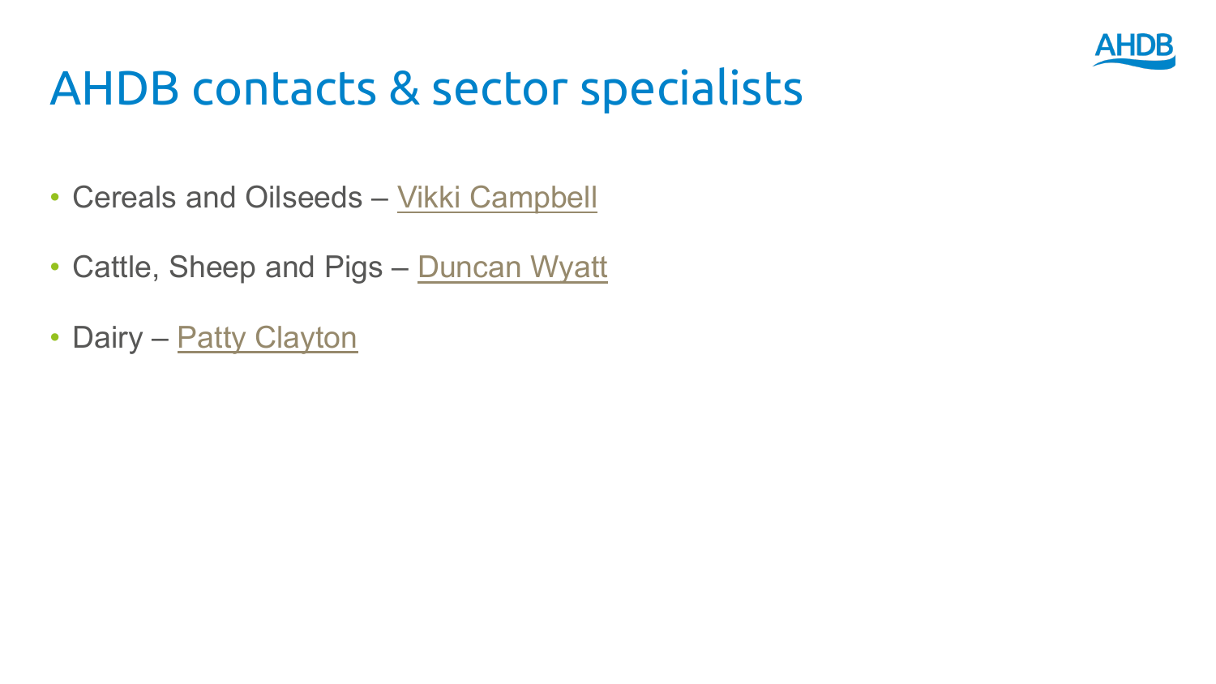# AHDB contacts & sector specialists

- Cereals and Oilseeds – Vikki Campbell
- Cattle, Sheep and Pigs – Duncan Wyatt
- Dairy – Patty Clayton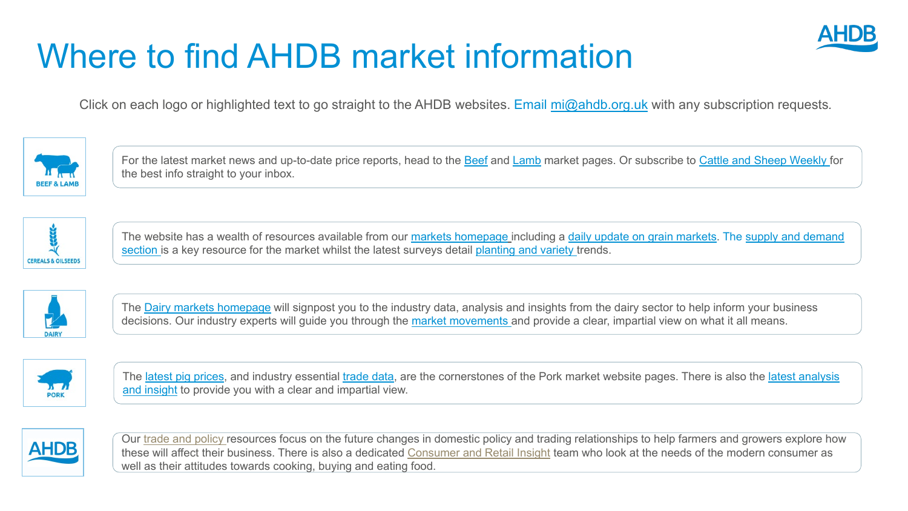# Where to find AHDB market information

Click on each logo or highlighted text to go straight to the AHDB websites. Email mi@ahdb.org.uk with any subscription requests.

BEEF & LAMB

For the latest market news and up-to-date price reports, head to the Beef and Lamb market pages. Or subscribe to Cattle and Sheep Weekly for the best info straight to your inbox.

CEREALS & OILSEEDS

The website has a wealth of resources available from our markets homepage including a daily update on grain markets. The supply and demand section is a key resource for the market whilst the latest surveys detail planting and variety trends.

DAIRY

The Dairy markets homepage will signpost you to the industry data, analysis and insights from the dairy sector to help inform your business decisions. Our industry experts will guide you through the market movements and provide a clear, impartial view on what it all means.

PORK

The latest pig prices, and industry essential trade data, are the cornerstones of the Pork market website pages. There is also the latest analysis and insight to provide you with a clear and impartial view.

AHDB

Our trade and policy resources focus on the future changes in domestic policy and trading relationships to help farmers and growers explore how these will affect their business. There is also a dedicated Consumer and Retail Insight team who look at the needs of the modern consumer as well as their attitudes towards cooking, buying and eating food.